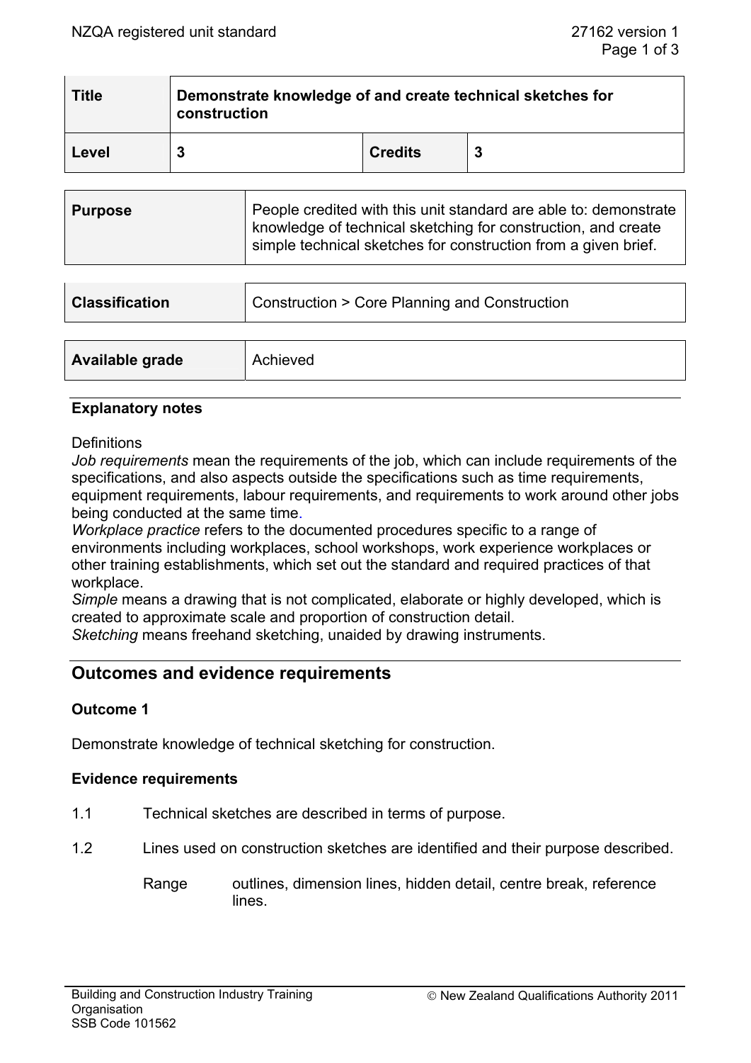| Title | Demonstrate knowledge of and create technical sketches for construction | | |
|---|---|---|---|
| Level | 3 | Credits | 3 |

| Purpose | People credited with this unit standard are able to: demonstrate knowledge of technical sketching for construction, and create simple technical sketches for construction from a given brief. |
|---|---|

| Classification | Construction > Core Planning and Construction |
|---|---|

| Available grade | Achieved |
|---|---|

### Explanatory notes

Definitions

*Job requirements* mean the requirements of the job, which can include requirements of the specifications, and also aspects outside the specifications such as time requirements, equipment requirements, labour requirements, and requirements to work around other jobs being conducted at the same time.

*Workplace practice* refers to the documented procedures specific to a range of environments including workplaces, school workshops, work experience workplaces or other training establishments, which set out the standard and required practices of that workplace.

*Simple* means a drawing that is not complicated, elaborate or highly developed, which is created to approximate scale and proportion of construction detail.

*Sketching* means freehand sketching, unaided by drawing instruments.

## Outcomes and evidence requirements

### Outcome 1

Demonstrate knowledge of technical sketching for construction.

### Evidence requirements

1.1 Technical sketches are described in terms of purpose.

1.2 Lines used on construction sketches are identified and their purpose described.

Range: outlines, dimension lines, hidden detail, centre break, reference lines.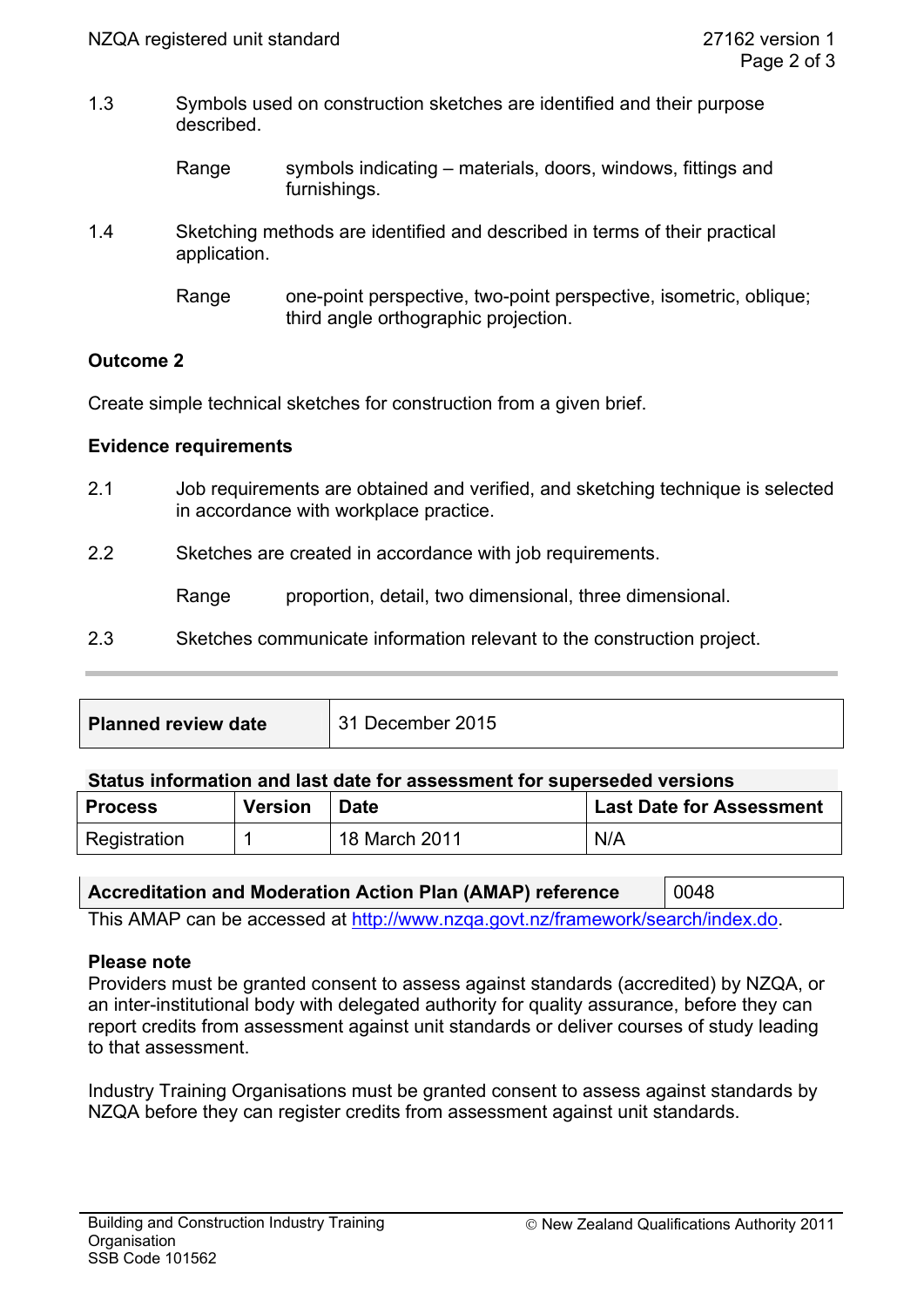1.3 Symbols used on construction sketches are identified and their purpose described.

Range symbols indicating – materials, doors, windows, fittings and furnishings.

1.4 Sketching methods are identified and described in terms of their practical application.

Range one-point perspective, two-point perspective, isometric, oblique; third angle orthographic projection.

**Outcome 2**

Create simple technical sketches for construction from a given brief.

**Evidence requirements**

2.1 Job requirements are obtained and verified, and sketching technique is selected in accordance with workplace practice.

2.2 Sketches are created in accordance with job requirements.

Range proportion, detail, two dimensional, three dimensional.

2.3 Sketches communicate information relevant to the construction project.

| **Planned review date** | 31 December 2015 |
|---|---|

**Status information and last date for assessment for superseded versions**

| **Process** | **Version** | **Date** | **Last Date for Assessment** |
|---|---|---|---|
| Registration | 1 | 18 March 2011 | N/A |

| **Accreditation and Moderation Action Plan (AMAP) reference** | 0048 |
|---|---|

This AMAP can be accessed at http://www.nzqa.govt.nz/framework/search/index.do.

**Please note**

Providers must be granted consent to assess against standards (accredited) by NZQA, or an inter-institutional body with delegated authority for quality assurance, before they can report credits from assessment against unit standards or deliver courses of study leading to that assessment.

Industry Training Organisations must be granted consent to assess against standards by NZQA before they can register credits from assessment against unit standards.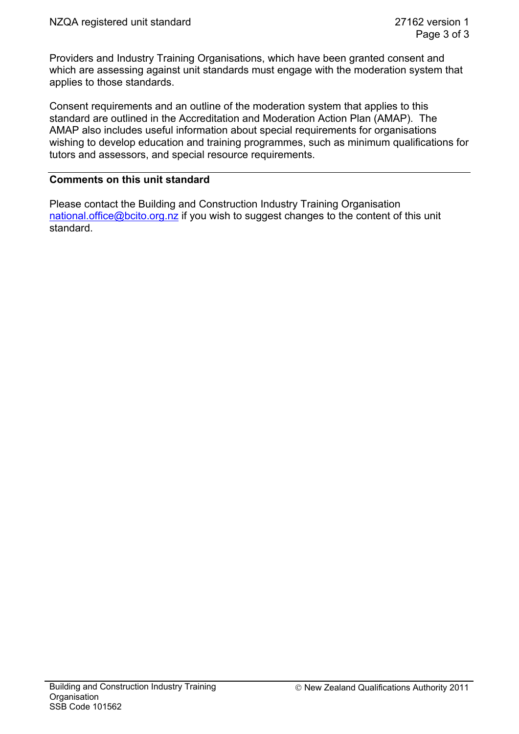Providers and Industry Training Organisations, which have been granted consent and which are assessing against unit standards must engage with the moderation system that applies to those standards.

Consent requirements and an outline of the moderation system that applies to this standard are outlined in the Accreditation and Moderation Action Plan (AMAP). The AMAP also includes useful information about special requirements for organisations wishing to develop education and training programmes, such as minimum qualifications for tutors and assessors, and special resource requirements.

## Comments on this unit standard

Please contact the Building and Construction Industry Training Organisation national.office@bcito.org.nz if you wish to suggest changes to the content of this unit standard.